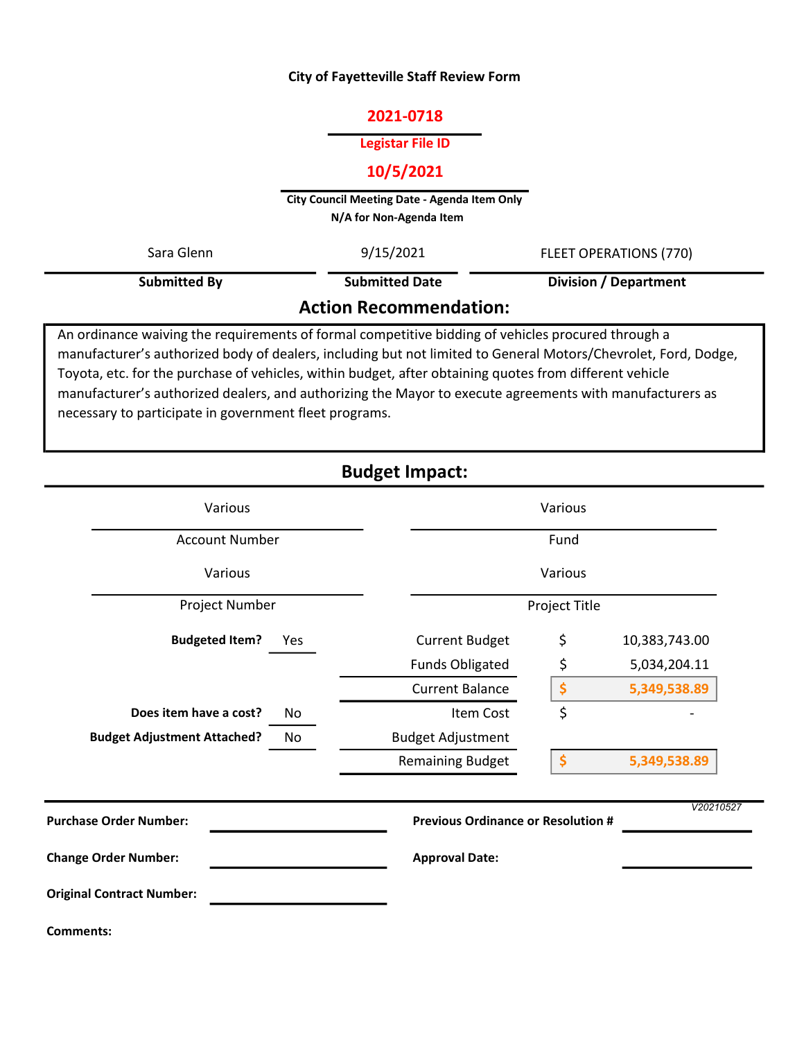**City of Fayetteville Staff Review Form**

**2021-0718**

**Legistar File ID**

**10/5/2021**

**City Council Meeting Date - Agenda Item Only**
**N/A for Non-Agenda Item**

| Sara Glenn | 9/15/2021 | FLEET OPERATIONS (770) |
|---|---|---|
| **Submitted By** | **Submitted Date** | **Division / Department** |

## Action Recommendation:

An ordinance waiving the requirements of formal competitive bidding of vehicles procured through a manufacturer's authorized body of dealers, including but not limited to General Motors/Chevrolet, Ford, Dodge, Toyota, etc. for the purchase of vehicles, within budget, after obtaining quotes from different vehicle manufacturer's authorized dealers, and authorizing the Mayor to execute agreements with manufacturers as necessary to participate in government fleet programs.

## Budget Impact:

| Various | Various |
|---|---|
| Account Number | Fund |
| Various | Various |
| Project Number | Project Title |

| | | | |
|---|---|---|---|
| **Budgeted Item?** | Yes | Current Budget | $ 10,383,743.00 |
| | | Funds Obligated | $ 5,034,204.11 |
| | | Current Balance | $ 5,349,538.89 |
| **Does item have a cost?** | No | Item Cost | $ - |
| **Budget Adjustment Attached?** | No | Budget Adjustment | |
| | | Remaining Budget | $ 5,349,538.89 |

V20210527

**Purchase Order Number:** 

**Previous Ordinance or Resolution #** 

**Change Order Number:** 

**Approval Date:** 

**Original Contract Number:** 

**Comments:**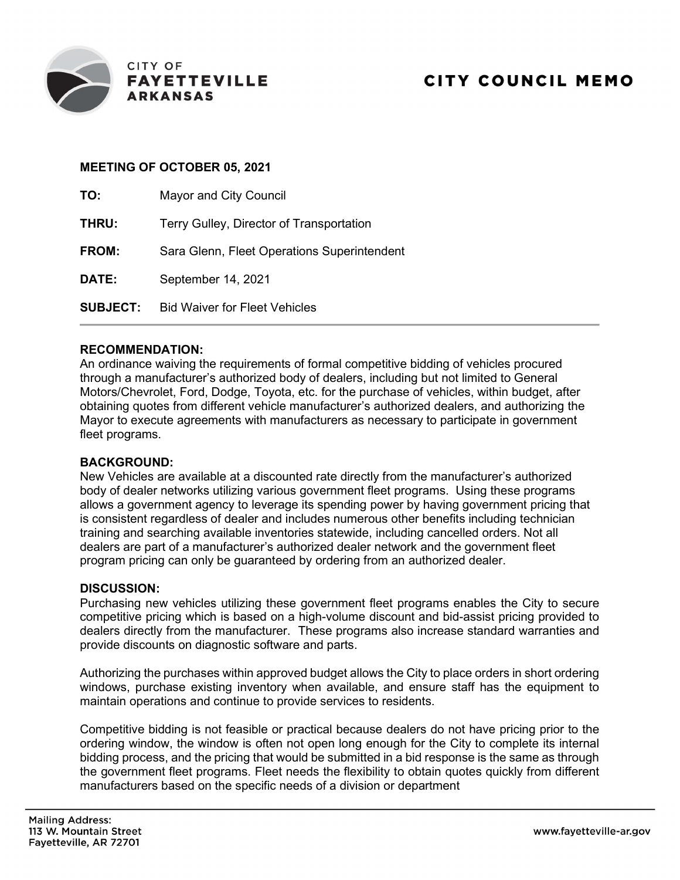# CITY COUNCIL MEMO

**MEETING OF OCTOBER 05, 2021**

**TO:** Mayor and City Council

**THRU:** Terry Gulley, Director of Transportation

**FROM:** Sara Glenn, Fleet Operations Superintendent

**DATE:** September 14, 2021

**SUBJECT:** Bid Waiver for Fleet Vehicles

---

**RECOMMENDATION:**
An ordinance waiving the requirements of formal competitive bidding of vehicles procured through a manufacturer's authorized body of dealers, including but not limited to General Motors/Chevrolet, Ford, Dodge, Toyota, etc. for the purchase of vehicles, within budget, after obtaining quotes from different vehicle manufacturer's authorized dealers, and authorizing the Mayor to execute agreements with manufacturers as necessary to participate in government fleet programs.

**BACKGROUND:**
New Vehicles are available at a discounted rate directly from the manufacturer's authorized body of dealer networks utilizing various government fleet programs. Using these programs allows a government agency to leverage its spending power by having government pricing that is consistent regardless of dealer and includes numerous other benefits including technician training and searching available inventories statewide, including cancelled orders. Not all dealers are part of a manufacturer's authorized dealer network and the government fleet program pricing can only be guaranteed by ordering from an authorized dealer.

**DISCUSSION:**
Purchasing new vehicles utilizing these government fleet programs enables the City to secure competitive pricing which is based on a high-volume discount and bid-assist pricing provided to dealers directly from the manufacturer. These programs also increase standard warranties and provide discounts on diagnostic software and parts.

Authorizing the purchases within approved budget allows the City to place orders in short ordering windows, purchase existing inventory when available, and ensure staff has the equipment to maintain operations and continue to provide services to residents.

Competitive bidding is not feasible or practical because dealers do not have pricing prior to the ordering window, the window is often not open long enough for the City to complete its internal bidding process, and the pricing that would be submitted in a bid response is the same as through the government fleet programs. Fleet needs the flexibility to obtain quotes quickly from different manufacturers based on the specific needs of a division or department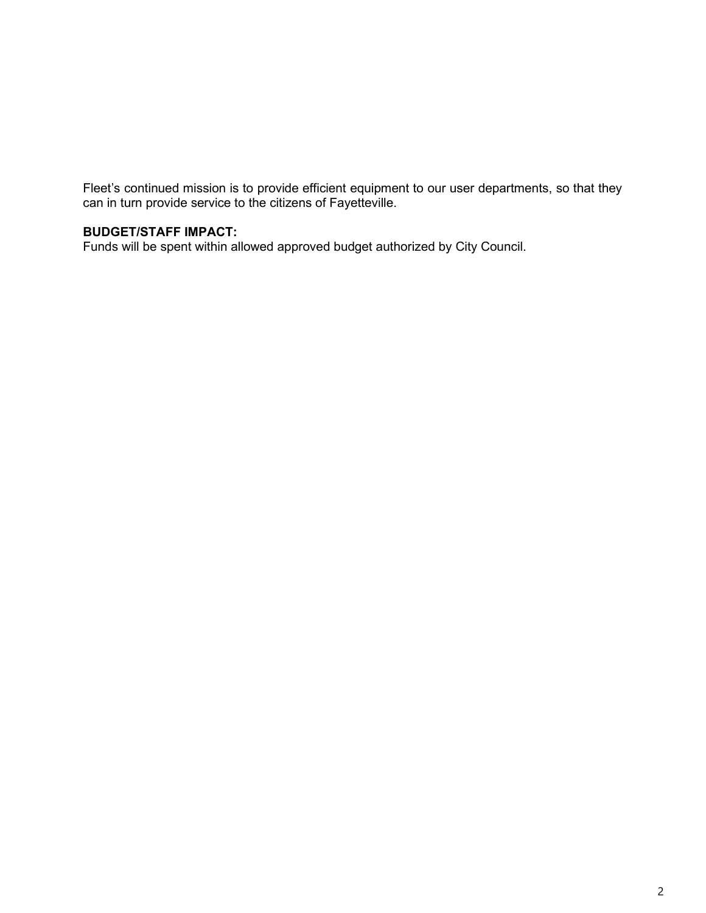Fleet’s continued mission is to provide efficient equipment to our user departments, so that they can in turn provide service to the citizens of Fayetteville.

**BUDGET/STAFF IMPACT:**
Funds will be spent within allowed approved budget authorized by City Council.